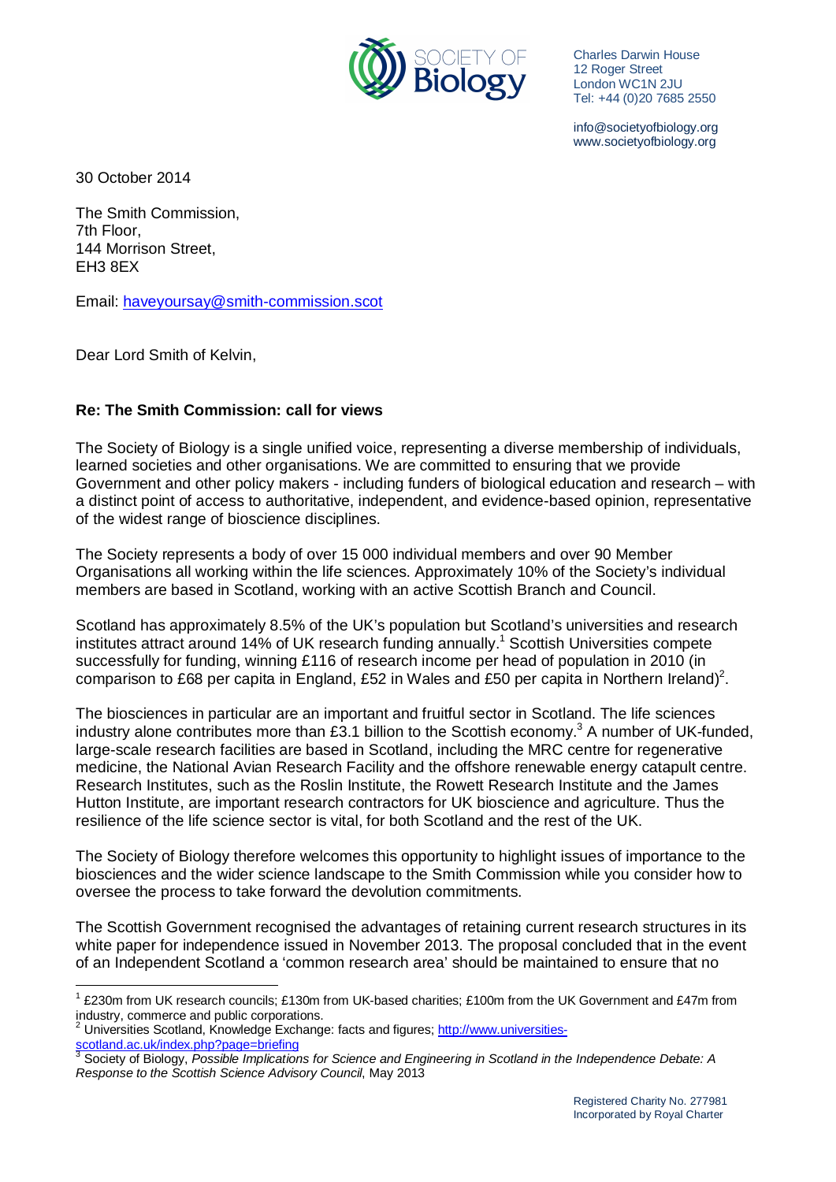SOCIETY OF Biology

Charles Darwin House
12 Roger Street
London WC1N 2JU
Tel: +44 (0)20 7685 2550

info@societyofbiology.org
www.societyofbiology.org

30 October 2014

The Smith Commission,
7th Floor,
144 Morrison Street,
EH3 8EX

Email: haveyoursay@smith-commission.scot

Dear Lord Smith of Kelvin,

**Re: The Smith Commission: call for views**

The Society of Biology is a single unified voice, representing a diverse membership of individuals, learned societies and other organisations. We are committed to ensuring that we provide Government and other policy makers - including funders of biological education and research – with a distinct point of access to authoritative, independent, and evidence-based opinion, representative of the widest range of bioscience disciplines.

The Society represents a body of over 15 000 individual members and over 90 Member Organisations all working within the life sciences. Approximately 10% of the Society's individual members are based in Scotland, working with an active Scottish Branch and Council.

Scotland has approximately 8.5% of the UK's population but Scotland's universities and research institutes attract around 14% of UK research funding annually.[1] Scottish Universities compete successfully for funding, winning £116 of research income per head of population in 2010 (in comparison to £68 per capita in England, £52 in Wales and £50 per capita in Northern Ireland)[2].

The biosciences in particular are an important and fruitful sector in Scotland. The life sciences industry alone contributes more than £3.1 billion to the Scottish economy.[3] A number of UK-funded, large-scale research facilities are based in Scotland, including the MRC centre for regenerative medicine, the National Avian Research Facility and the offshore renewable energy catapult centre. Research Institutes, such as the Roslin Institute, the Rowett Research Institute and the James Hutton Institute, are important research contractors for UK bioscience and agriculture. Thus the resilience of the life science sector is vital, for both Scotland and the rest of the UK.

The Society of Biology therefore welcomes this opportunity to highlight issues of importance to the biosciences and the wider science landscape to the Smith Commission while you consider how to oversee the process to take forward the devolution commitments.

The Scottish Government recognised the advantages of retaining current research structures in its white paper for independence issued in November 2013. The proposal concluded that in the event of an Independent Scotland a 'common research area' should be maintained to ensure that no

---

[1] £230m from UK research councils; £130m from UK-based charities; £100m from the UK Government and £47m from industry, commerce and public corporations.

[2] Universities Scotland, Knowledge Exchange: facts and figures; http://www.universities-scotland.ac.uk/index.php?page=briefing

[3] Society of Biology, *Possible Implications for Science and Engineering in Scotland in the Independence Debate: A Response to the Scottish Science Advisory Council*, May 2013

Registered Charity No. 277981
Incorporated by Royal Charter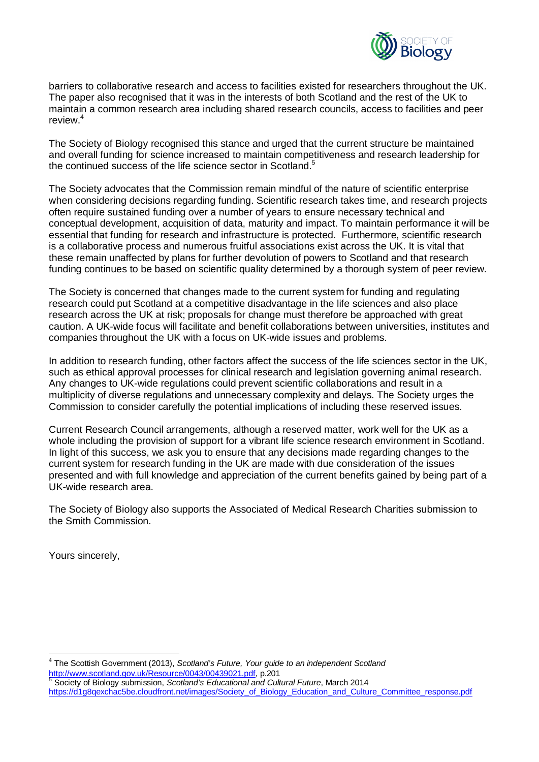barriers to collaborative research and access to facilities existed for researchers throughout the UK. The paper also recognised that it was in the interests of both Scotland and the rest of the UK to maintain a common research area including shared research councils, access to facilities and peer review.[4]

The Society of Biology recognised this stance and urged that the current structure be maintained and overall funding for science increased to maintain competitiveness and research leadership for the continued success of the life science sector in Scotland.[5]

The Society advocates that the Commission remain mindful of the nature of scientific enterprise when considering decisions regarding funding. Scientific research takes time, and research projects often require sustained funding over a number of years to ensure necessary technical and conceptual development, acquisition of data, maturity and impact. To maintain performance it will be essential that funding for research and infrastructure is protected. Furthermore, scientific research is a collaborative process and numerous fruitful associations exist across the UK. It is vital that these remain unaffected by plans for further devolution of powers to Scotland and that research funding continues to be based on scientific quality determined by a thorough system of peer review.

The Society is concerned that changes made to the current system for funding and regulating research could put Scotland at a competitive disadvantage in the life sciences and also place research across the UK at risk; proposals for change must therefore be approached with great caution. A UK-wide focus will facilitate and benefit collaborations between universities, institutes and companies throughout the UK with a focus on UK-wide issues and problems.

In addition to research funding, other factors affect the success of the life sciences sector in the UK, such as ethical approval processes for clinical research and legislation governing animal research. Any changes to UK-wide regulations could prevent scientific collaborations and result in a multiplicity of diverse regulations and unnecessary complexity and delays. The Society urges the Commission to consider carefully the potential implications of including these reserved issues.

Current Research Council arrangements, although a reserved matter, work well for the UK as a whole including the provision of support for a vibrant life science research environment in Scotland. In light of this success, we ask you to ensure that any decisions made regarding changes to the current system for research funding in the UK are made with due consideration of the issues presented and with full knowledge and appreciation of the current benefits gained by being part of a UK-wide research area.

The Society of Biology also supports the Associated of Medical Research Charities submission to the Smith Commission.

Yours sincerely,

---

[4] The Scottish Government (2013), *Scotland's Future, Your guide to an independent Scotland* http://www.scotland.gov.uk/Resource/0043/00439021.pdf, p.201

[5] Society of Biology submission, *Scotland's Educational and Cultural Future*, March 2014 https://d1g8qexchac5be.cloudfront.net/images/Society_of_Biology_Education_and_Culture_Committee_response.pdf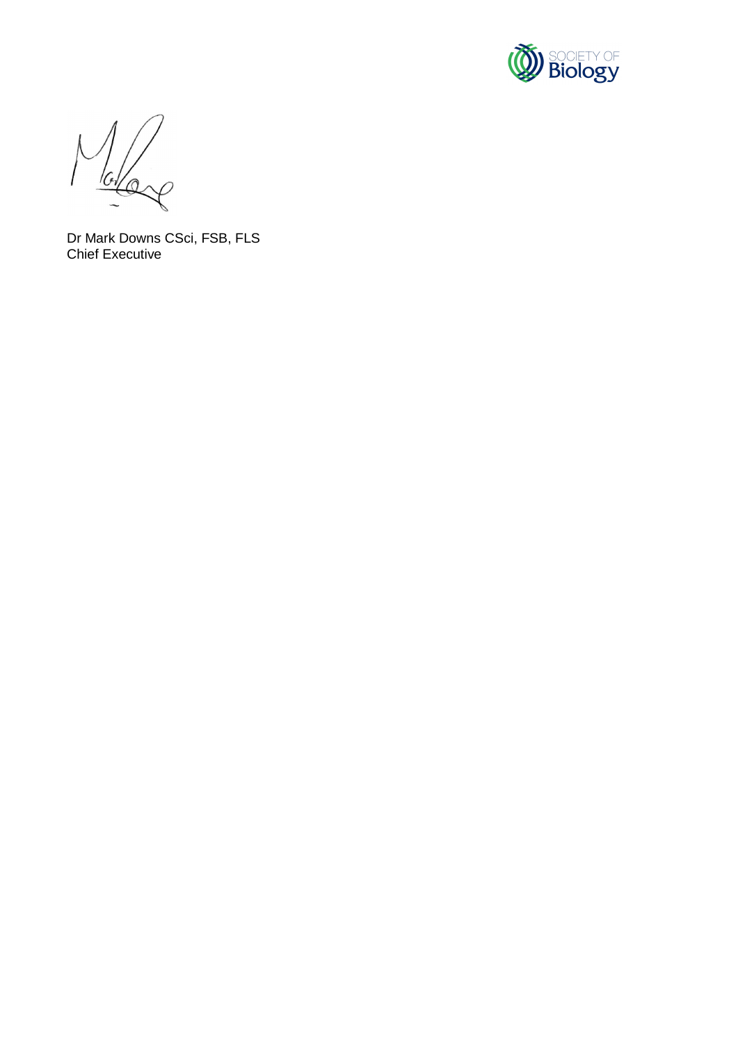Dr Mark Downs CSci, FSB, FLS
Chief Executive